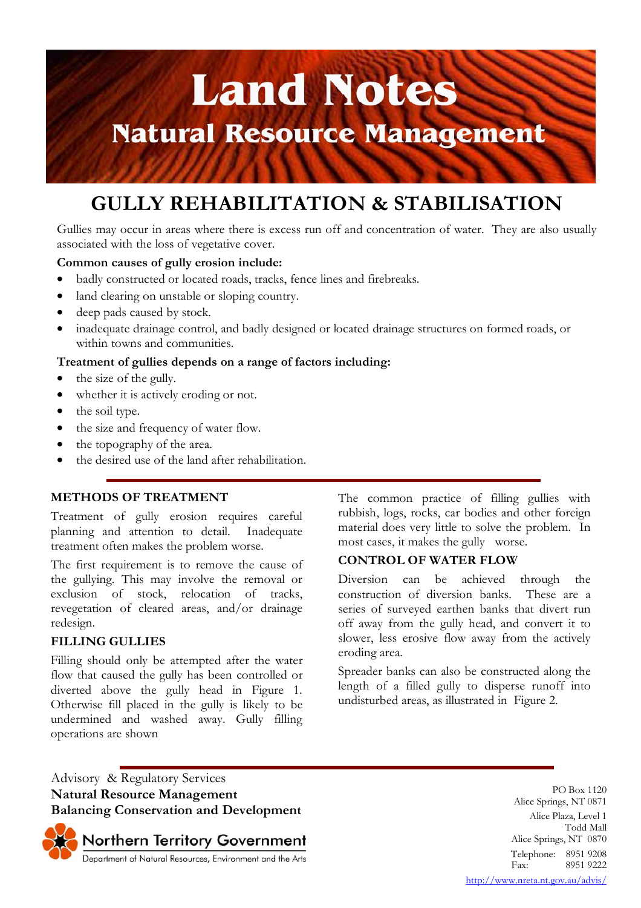# Land Notes

## Natural Resource Management

# GULLY REHABILITATION & STABILISATION

Gullies may occur in areas where there is excess run off and concentration of water. They are also usually associated with the loss of vegetative cover.

**Common causes of gully erosion include:**

- badly constructed or located roads, tracks, fence lines and firebreaks.
- land clearing on unstable or sloping country.
- deep pads caused by stock.
- inadequate drainage control, and badly designed or located drainage structures on formed roads, or within towns and communities.

**Treatment of gullies depends on a range of factors including:**

- the size of the gully.
- whether it is actively eroding or not.
- the soil type.
- the size and frequency of water flow.
- the topography of the area.
- the desired use of the land after rehabilitation.

## METHODS OF TREATMENT

Treatment of gully erosion requires careful planning and attention to detail. Inadequate treatment often makes the problem worse.

The first requirement is to remove the cause of the gullying. This may involve the removal or exclusion of stock, relocation of tracks, revegetation of cleared areas, and/or drainage redesign.

## FILLING GULLIES

Filling should only be attempted after the water flow that caused the gully has been controlled or diverted above the gully head in Figure 1. Otherwise fill placed in the gully is likely to be undermined and washed away. Gully filling operations are shown

The common practice of filling gullies with rubbish, logs, rocks, car bodies and other foreign material does very little to solve the problem. In most cases, it makes the gully worse.

## CONTROL OF WATER FLOW

Diversion can be achieved through the construction of diversion banks. These are a series of surveyed earthen banks that divert run off away from the gully head, and convert it to slower, less erosive flow away from the actively eroding area.

Spreader banks can also be constructed along the length of a filled gully to disperse runoff into undisturbed areas, as illustrated in Figure 2.

Advisory & Regulatory Services
**Natural Resource Management**
**Balancing Conservation and Development**

Northern Territory Government
Department of Natural Resources, Environment and the Arts

PO Box 1120
Alice Springs, NT 0871
Alice Plaza, Level 1
Todd Mall
Alice Springs, NT 0870
Telephone: 8951 9208
Fax: 8951 9222
http://www.nreta.nt.gov.au/advis/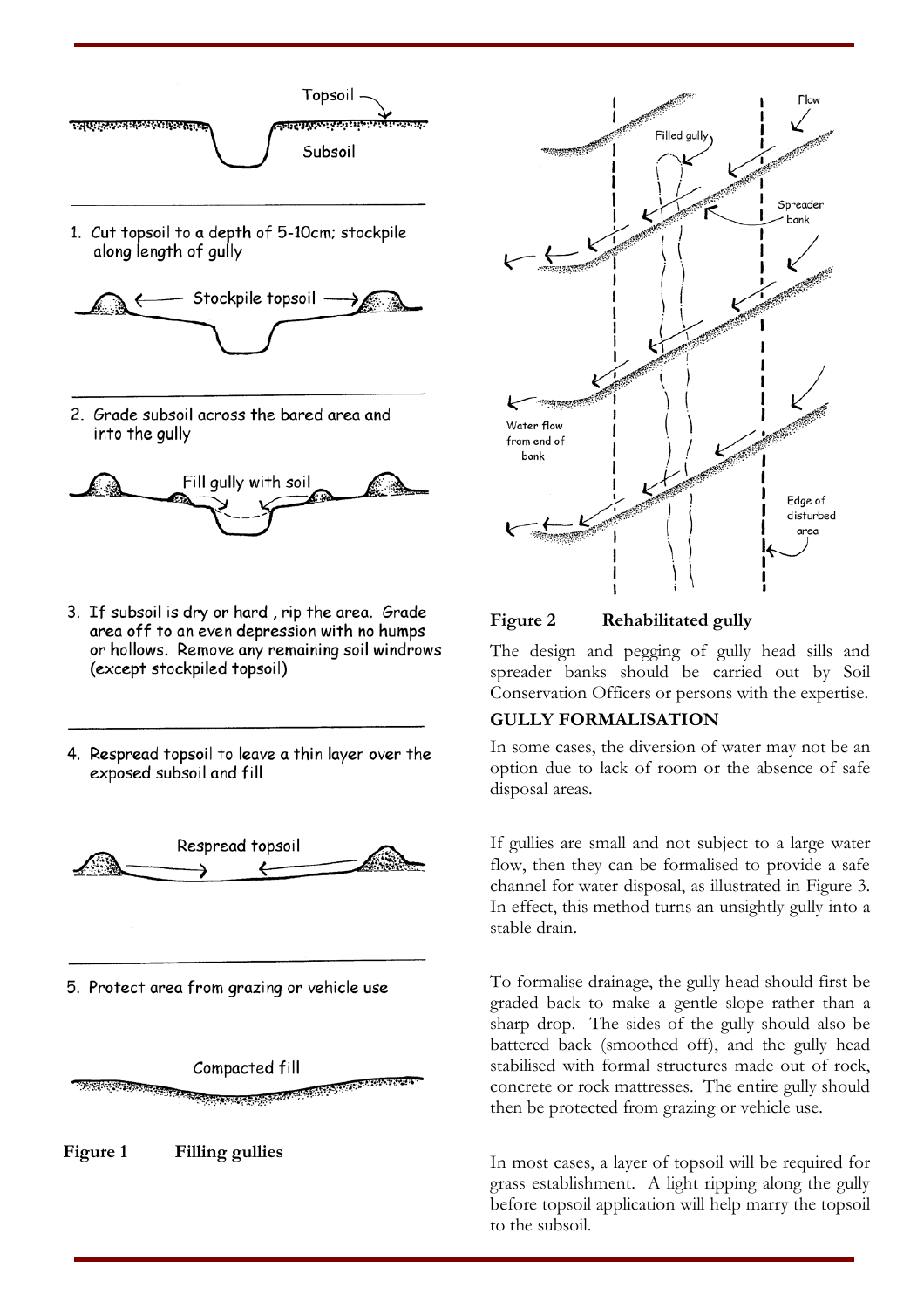1. Cut topsoil to a depth of 5-10cm; stockpile along length of gully

2. Grade subsoil across the bared area and into the gully

3. If subsoil is dry or hard, rip the area. Grade area off to an even depression with no humps or hollows. Remove any remaining soil windrows (except stockpiled topsoil)

4. Respread topsoil to leave a thin layer over the exposed subsoil and fill

5. Protect area from grazing or vehicle use

**Figure 1 Filling gullies**

**Figure 2 Rehabilitated gully**

The design and pegging of gully head sills and spreader banks should be carried out by Soil Conservation Officers or persons with the expertise.

**GULLY FORMALISATION**

In some cases, the diversion of water may not be an option due to lack of room or the absence of safe disposal areas.

If gullies are small and not subject to a large water flow, then they can be formalised to provide a safe channel for water disposal, as illustrated in Figure 3. In effect, this method turns an unsightly gully into a stable drain.

To formalise drainage, the gully head should first be graded back to make a gentle slope rather than a sharp drop. The sides of the gully should also be battered back (smoothed off), and the gully head stabilised with formal structures made out of rock, concrete or rock mattresses. The entire gully should then be protected from grazing or vehicle use.

In most cases, a layer of topsoil will be required for grass establishment. A light ripping along the gully before topsoil application will help marry the topsoil to the subsoil.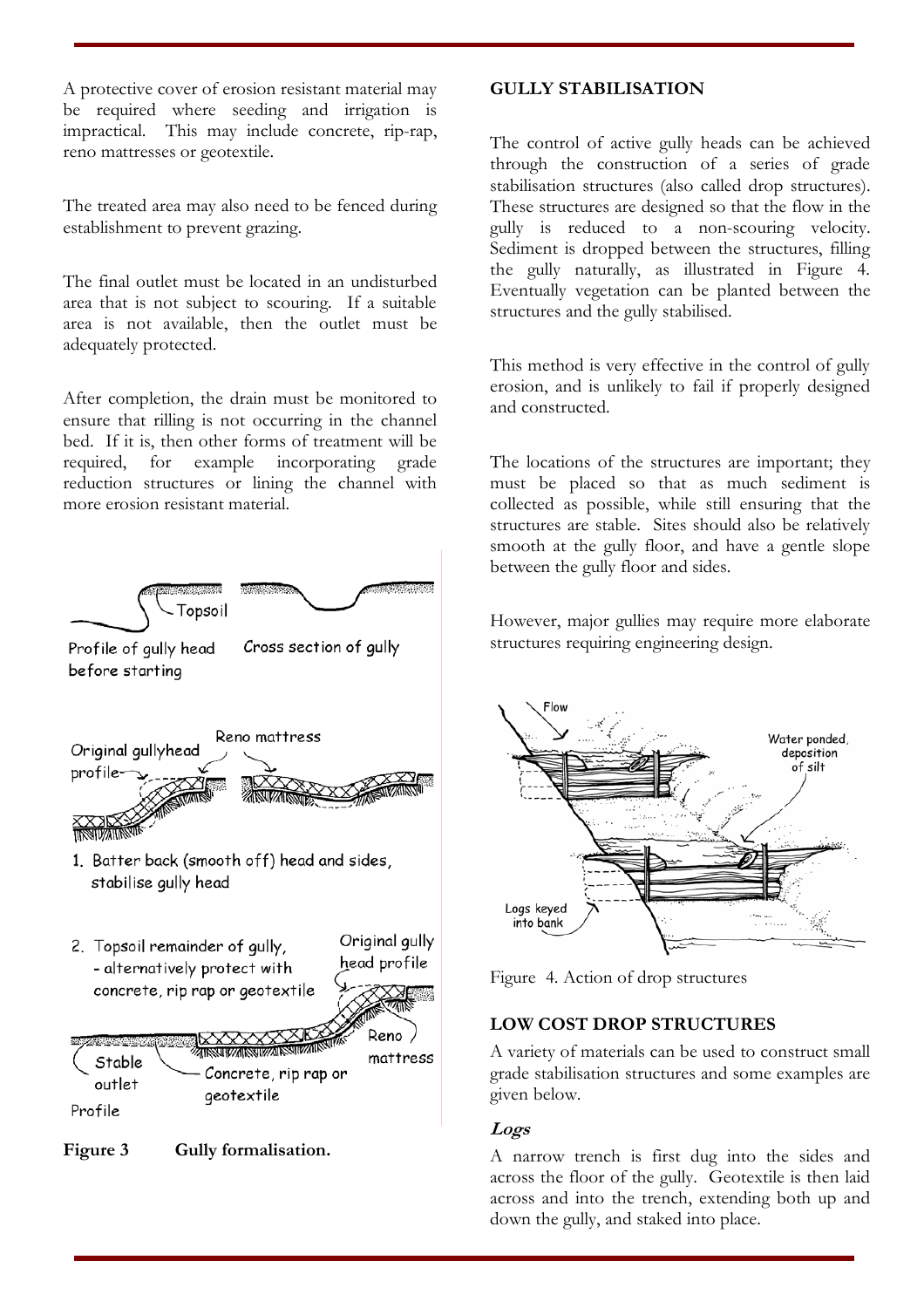A protective cover of erosion resistant material may be required where seeding and irrigation is impractical. This may include concrete, rip-rap, reno mattresses or geotextile.

The treated area may also need to be fenced during establishment to prevent grazing.

The final outlet must be located in an undisturbed area that is not subject to scouring. If a suitable area is not available, then the outlet must be adequately protected.

After completion, the drain must be monitored to ensure that rilling is not occurring in the channel bed. If it is, then other forms of treatment will be required, for example incorporating grade reduction structures or lining the channel with more erosion resistant material.

**Figure 3 Gully formalisation.**

## GULLY STABILISATION

The control of active gully heads can be achieved through the construction of a series of grade stabilisation structures (also called drop structures). These structures are designed so that the flow in the gully is reduced to a non-scouring velocity. Sediment is dropped between the structures, filling the gully naturally, as illustrated in Figure 4. Eventually vegetation can be planted between the structures and the gully stabilised.

This method is very effective in the control of gully erosion, and is unlikely to fail if properly designed and constructed.

The locations of the structures are important; they must be placed so that as much sediment is collected as possible, while still ensuring that the structures are stable. Sites should also be relatively smooth at the gully floor, and have a gentle slope between the gully floor and sides.

However, major gullies may require more elaborate structures requiring engineering design.

Figure 4. Action of drop structures

## LOW COST DROP STRUCTURES

A variety of materials can be used to construct small grade stabilisation structures and some examples are given below.

### *Logs*

A narrow trench is first dug into the sides and across the floor of the gully. Geotextile is then laid across and into the trench, extending both up and down the gully, and staked into place.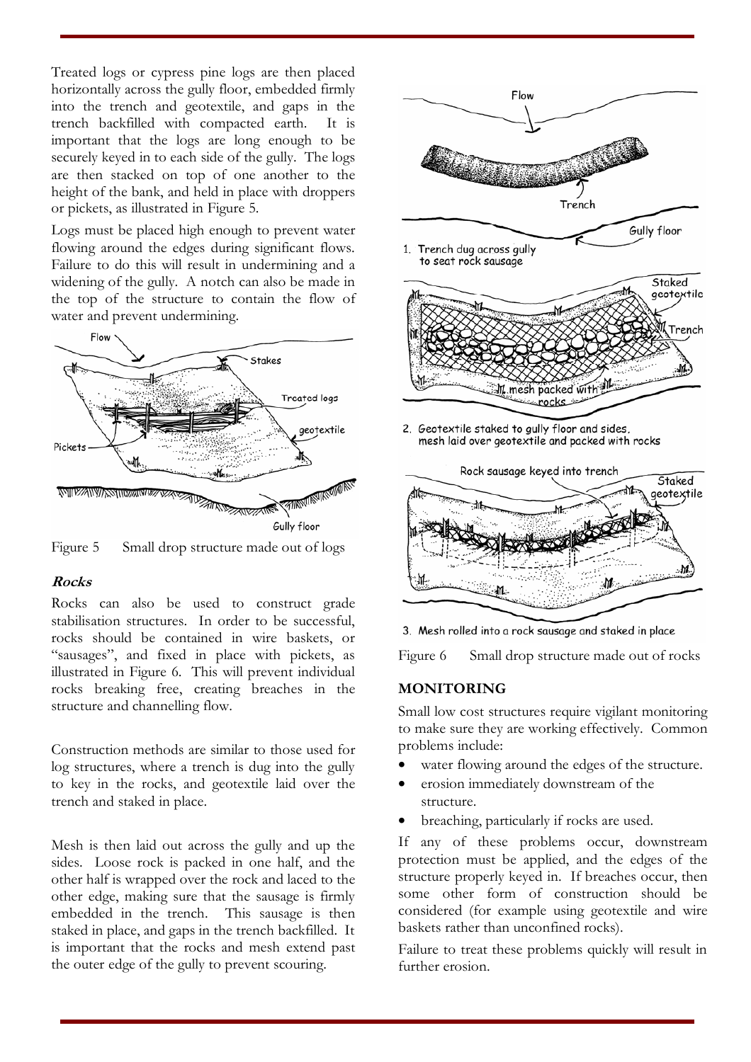Treated logs or cypress pine logs are then placed horizontally across the gully floor, embedded firmly into the trench and geotextile, and gaps in the trench backfilled with compacted earth. It is important that the logs are long enough to be securely keyed in to each side of the gully. The logs are then stacked on top of one another to the height of the bank, and held in place with droppers or pickets, as illustrated in Figure 5.

Logs must be placed high enough to prevent water flowing around the edges during significant flows. Failure to do this will result in undermining and a widening of the gully. A notch can also be made in the top of the structure to contain the flow of water and prevent undermining.

Figure 5 Small drop structure made out of logs

### *Rocks*

Rocks can also be used to construct grade stabilisation structures. In order to be successful, rocks should be contained in wire baskets, or "sausages", and fixed in place with pickets, as illustrated in Figure 6. This will prevent individual rocks breaking free, creating breaches in the structure and channelling flow.

Construction methods are similar to those used for log structures, where a trench is dug into the gully to key in the rocks, and geotextile laid over the trench and staked in place.

Mesh is then laid out across the gully and up the sides. Loose rock is packed in one half, and the other half is wrapped over the rock and laced to the other edge, making sure that the sausage is firmly embedded in the trench. This sausage is then staked in place, and gaps in the trench backfilled. It is important that the rocks and mesh extend past the outer edge of the gully to prevent scouring.

Figure 6 Small drop structure made out of rocks

## MONITORING

Small low cost structures require vigilant monitoring to make sure they are working effectively. Common problems include:

- water flowing around the edges of the structure.
- erosion immediately downstream of the structure.
- breaching, particularly if rocks are used.

If any of these problems occur, downstream protection must be applied, and the edges of the structure properly keyed in. If breaches occur, then some other form of construction should be considered (for example using geotextile and wire baskets rather than unconfined rocks).

Failure to treat these problems quickly will result in further erosion.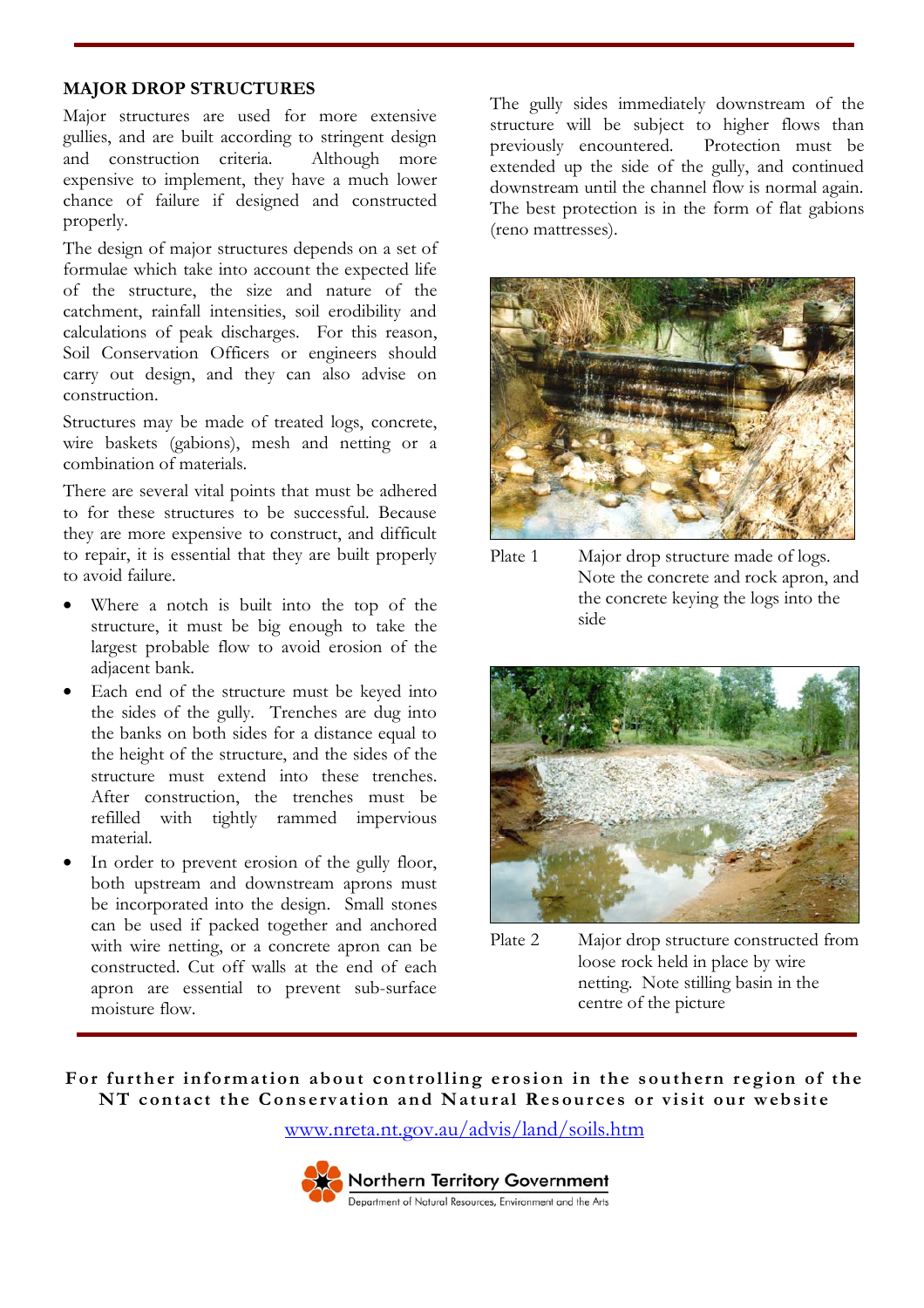## MAJOR DROP STRUCTURES

Major structures are used for more extensive gullies, and are built according to stringent design and construction criteria. Although more expensive to implement, they have a much lower chance of failure if designed and constructed properly.

The design of major structures depends on a set of formulae which take into account the expected life of the structure, the size and nature of the catchment, rainfall intensities, soil erodibility and calculations of peak discharges. For this reason, Soil Conservation Officers or engineers should carry out design, and they can also advise on construction.

Structures may be made of treated logs, concrete, wire baskets (gabions), mesh and netting or a combination of materials.

There are several vital points that must be adhered to for these structures to be successful. Because they are more expensive to construct, and difficult to repair, it is essential that they are built properly to avoid failure.

- Where a notch is built into the top of the structure, it must be big enough to take the largest probable flow to avoid erosion of the adjacent bank.
- Each end of the structure must be keyed into the sides of the gully. Trenches are dug into the banks on both sides for a distance equal to the height of the structure, and the sides of the structure must extend into these trenches. After construction, the trenches must be refilled with tightly rammed impervious material.
- In order to prevent erosion of the gully floor, both upstream and downstream aprons must be incorporated into the design. Small stones can be used if packed together and anchored with wire netting, or a concrete apron can be constructed. Cut off walls at the end of each apron are essential to prevent sub-surface moisture flow.

The gully sides immediately downstream of the structure will be subject to higher flows than previously encountered. Protection must be extended up the side of the gully, and continued downstream until the channel flow is normal again. The best protection is in the form of flat gabions (reno mattresses).

Plate 1 Major drop structure made of logs. Note the concrete and rock apron, and the concrete keying the logs into the side

Plate 2 Major drop structure constructed from loose rock held in place by wire netting. Note stilling basin in the centre of the picture

**For further information about controlling erosion in the southern region of the NT contact the Conservation and Natural Resources or visit our website**

www.nreta.nt.gov.au/advis/land/soils.htm

Northern Territory Government
Department of Natural Resources, Environment and the Arts